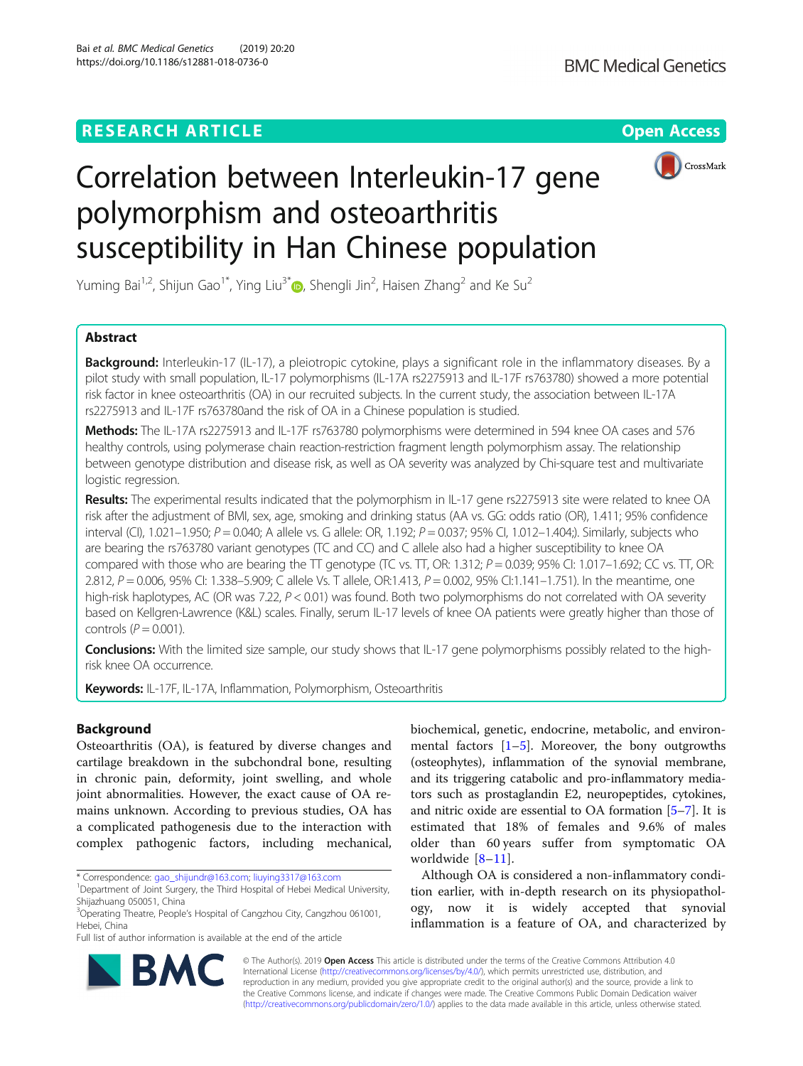# Correlation between Interleukin-17 gene polymorphism and osteoarthritis susceptibility in Han Chinese population

Yuming Bai[1,2], Shijun Gao[1*], Ying Liu[3*], Shengli Jin[2], Haisen Zhang[2] and Ke Su[2]

## Abstract

**Background:** Interleukin-17 (IL-17), a pleiotropic cytokine, plays a significant role in the inflammatory diseases. By a pilot study with small population, IL-17 polymorphisms (IL-17A rs2275913 and IL-17F rs763780) showed a more potential risk factor in knee osteoarthritis (OA) in our recruited subjects. In the current study, the association between IL-17A rs2275913 and IL-17F rs763780and the risk of OA in a Chinese population is studied.

**Methods:** The IL-17A rs2275913 and IL-17F rs763780 polymorphisms were determined in 594 knee OA cases and 576 healthy controls, using polymerase chain reaction-restriction fragment length polymorphism assay. The relationship between genotype distribution and disease risk, as well as OA severity was analyzed by Chi-square test and multivariate logistic regression.

**Results:** The experimental results indicated that the polymorphism in IL-17 gene rs2275913 site were related to knee OA risk after the adjustment of BMI, sex, age, smoking and drinking status (AA vs. GG: odds ratio (OR), 1.411; 95% confidence interval (CI), 1.021–1.950; $P = 0.040$; A allele vs. G allele: OR, 1.192; $P = 0.037$; 95% CI, 1.012–1.404;). Similarly, subjects who are bearing the rs763780 variant genotypes (TC and CC) and C allele also had a higher susceptibility to knee OA compared with those who are bearing the TT genotype (TC vs. TT, OR: 1.312; $P = 0.039$; 95% CI: 1.017–1.692; CC vs. TT, OR: 2.812, $P = 0.006$, 95% CI: 1.338–5.909; C allele Vs. T allele, OR:1.413, $P = 0.002$, 95% CI:1.141–1.751). In the meantime, one high-risk haplotypes, AC (OR was 7.22, $P < 0.01$) was found. Both two polymorphisms do not correlated with OA severity based on Kellgren-Lawrence (K&L) scales. Finally, serum IL-17 levels of knee OA patients were greatly higher than those of controls ($P = 0.001$).

**Conclusions:** With the limited size sample, our study shows that IL-17 gene polymorphisms possibly related to the high-risk knee OA occurrence.

**Keywords:** IL-17F, IL-17A, Inflammation, Polymorphism, Osteoarthritis

## Background

Osteoarthritis (OA), is featured by diverse changes and cartilage breakdown in the subchondral bone, resulting in chronic pain, deformity, joint swelling, and whole joint abnormalities. However, the exact cause of OA remains unknown. According to previous studies, OA has a complicated pathogenesis due to the interaction with complex pathogenic factors, including mechanical, biochemical, genetic, endocrine, metabolic, and environmental factors [1–5]. Moreover, the bony outgrowths (osteophytes), inflammation of the synovial membrane, and its triggering catabolic and pro-inflammatory mediators such as prostaglandin E2, neuropeptides, cytokines, and nitric oxide are essential to OA formation [5–7]. It is estimated that 18% of females and 9.6% of males older than 60 years suffer from symptomatic OA worldwide [8–11].

Although OA is considered a non-inflammatory condition earlier, with in-depth research on its physiopathology, now it is widely accepted that synovial inflammation is a feature of OA, and characterized by

---

* Correspondence: gao_shijundr@163.com; liuying3317@163.com
[1]Department of Joint Surgery, the Third Hospital of Hebei Medical University, Shijiazhuang 050051, China
[3]Operating Theatre, People's Hospital of Cangzhou City, Cangzhou 061001, Hebei, China
Full list of author information is available at the end of the article

© The Author(s). 2019 **Open Access** This article is distributed under the terms of the Creative Commons Attribution 4.0 International License (http://creativecommons.org/licenses/by/4.0/), which permits unrestricted use, distribution, and reproduction in any medium, provided you give appropriate credit to the original author(s) and the source, provide a link to the Creative Commons license, and indicate if changes were made. The Creative Commons Public Domain Dedication waiver (http://creativecommons.org/publicdomain/zero/1.0/) applies to the data made available in this article, unless otherwise stated.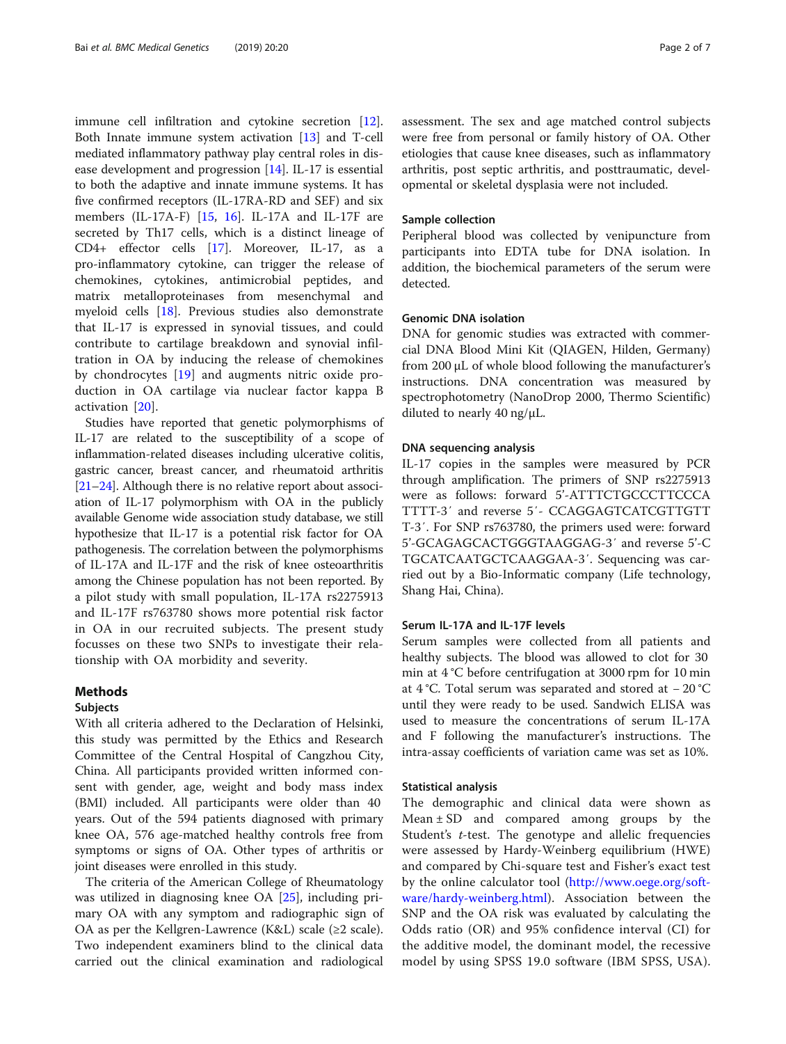immune cell infiltration and cytokine secretion [12]. Both Innate immune system activation [13] and T-cell mediated inflammatory pathway play central roles in disease development and progression [14]. IL-17 is essential to both the adaptive and innate immune systems. It has five confirmed receptors (IL-17RA-RD and SEF) and six members (IL-17A-F) [15, 16]. IL-17A and IL-17F are secreted by Th17 cells, which is a distinct lineage of CD4+ effector cells [17]. Moreover, IL-17, as a pro-inflammatory cytokine, can trigger the release of chemokines, cytokines, antimicrobial peptides, and matrix metalloproteinases from mesenchymal and myeloid cells [18]. Previous studies also demonstrate that IL-17 is expressed in synovial tissues, and could contribute to cartilage breakdown and synovial infiltration in OA by inducing the release of chemokines by chondrocytes [19] and augments nitric oxide production in OA cartilage via nuclear factor kappa B activation [20].

Studies have reported that genetic polymorphisms of IL-17 are related to the susceptibility of a scope of inflammation-related diseases including ulcerative colitis, gastric cancer, breast cancer, and rheumatoid arthritis [21–24]. Although there is no relative report about association of IL-17 polymorphism with OA in the publicly available Genome wide association study database, we still hypothesize that IL-17 is a potential risk factor for OA pathogenesis. The correlation between the polymorphisms of IL-17A and IL-17F and the risk of knee osteoarthritis among the Chinese population has not been reported. By a pilot study with small population, IL-17A rs2275913 and IL-17F rs763780 shows more potential risk factor in OA in our recruited subjects. The present study focusses on these two SNPs to investigate their relationship with OA morbidity and severity.

## Methods

### Subjects

With all criteria adhered to the Declaration of Helsinki, this study was permitted by the Ethics and Research Committee of the Central Hospital of Cangzhou City, China. All participants provided written informed consent with gender, age, weight and body mass index (BMI) included. All participants were older than 40 years. Out of the 594 patients diagnosed with primary knee OA, 576 age-matched healthy controls free from symptoms or signs of OA. Other types of arthritis or joint diseases were enrolled in this study.

The criteria of the American College of Rheumatology was utilized in diagnosing knee OA [25], including primary OA with any symptom and radiographic sign of OA as per the Kellgren-Lawrence (K&L) scale (≥2 scale). Two independent examiners blind to the clinical data carried out the clinical examination and radiological assessment. The sex and age matched control subjects were free from personal or family history of OA. Other etiologies that cause knee diseases, such as inflammatory arthritis, post septic arthritis, and posttraumatic, developmental or skeletal dysplasia were not included.

### Sample collection

Peripheral blood was collected by venipuncture from participants into EDTA tube for DNA isolation. In addition, the biochemical parameters of the serum were detected.

### Genomic DNA isolation

DNA for genomic studies was extracted with commercial DNA Blood Mini Kit (QIAGEN, Hilden, Germany) from 200 μL of whole blood following the manufacturer's instructions. DNA concentration was measured by spectrophotometry (NanoDrop 2000, Thermo Scientific) diluted to nearly 40 ng/μL.

### DNA sequencing analysis

IL-17 copies in the samples were measured by PCR through amplification. The primers of SNP rs2275913 were as follows: forward 5'-ATTTCTGCCCTTCCCATTTT-3′ and reverse 5′- CCAGGAGTCATCGTTGTTT-3′. For SNP rs763780, the primers used were: forward 5'-GCAGAGCACTGGGTAAGGAG-3′ and reverse 5'-CTGCATCAATGCTCAAGGAA-3′. Sequencing was carried out by a Bio-Informatic company (Life technology, Shang Hai, China).

### Serum IL-17A and IL-17F levels

Serum samples were collected from all patients and healthy subjects. The blood was allowed to clot for 30 min at 4 °C before centrifugation at 3000 rpm for 10 min at 4 °C. Total serum was separated and stored at − 20 °C until they were ready to be used. Sandwich ELISA was used to measure the concentrations of serum IL-17A and F following the manufacturer's instructions. The intra-assay coefficients of variation came was set as 10%.

### Statistical analysis

The demographic and clinical data were shown as Mean ± SD and compared among groups by the Student's *t*-test. The genotype and allelic frequencies were assessed by Hardy-Weinberg equilibrium (HWE) and compared by Chi-square test and Fisher's exact test by the online calculator tool (http://www.oege.org/software/hardy-weinberg.html). Association between the SNP and the OA risk was evaluated by calculating the Odds ratio (OR) and 95% confidence interval (CI) for the additive model, the dominant model, the recessive model by using SPSS 19.0 software (IBM SPSS, USA).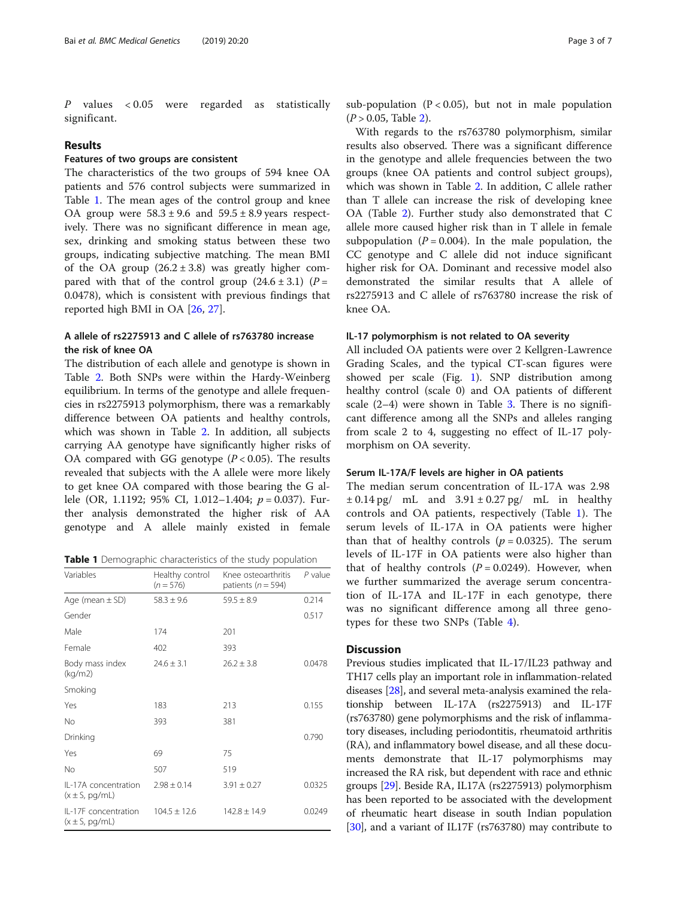$P$ values $< 0.05$ were regarded as statistically significant.

## Results

### Features of two groups are consistent

The characteristics of the two groups of 594 knee OA patients and 576 control subjects were summarized in Table 1. The mean ages of the control group and knee OA group were $58.3 \pm 9.6$ and $59.5 \pm 8.9$ years respectively. There was no significant difference in mean age, sex, drinking and smoking status between these two groups, indicating subjective matching. The mean BMI of the OA group ($26.2 \pm 3.8$) was greatly higher compared with that of the control group ($24.6 \pm 3.1$) ($P = 0.0478$), which is consistent with previous findings that reported high BMI in OA [26, 27].

### A allele of rs2275913 and C allele of rs763780 increase the risk of knee OA

The distribution of each allele and genotype is shown in Table 2. Both SNPs were within the Hardy-Weinberg equilibrium. In terms of the genotype and allele frequencies in rs2275913 polymorphism, there was a remarkably difference between OA patients and healthy controls, which was shown in Table 2. In addition, all subjects carrying AA genotype have significantly higher risks of OA compared with GG genotype ($P < 0.05$). The results revealed that subjects with the A allele were more likely to get knee OA compared with those bearing the G allele (OR, 1.1192; 95% CI, 1.012–1.404; $p = 0.037$). Further analysis demonstrated the higher risk of AA genotype and A allele mainly existed in female sub-population ($P < 0.05$), but not in male population ($P > 0.05$, Table 2).

With regards to the rs763780 polymorphism, similar results also observed. There was a significant difference in the genotype and allele frequencies between the two groups (knee OA patients and control subject groups), which was shown in Table 2. In addition, C allele rather than T allele can increase the risk of developing knee OA (Table 2). Further study also demonstrated that C allele more caused higher risk than in T allele in female subpopulation ($P = 0.004$). In the male population, the CC genotype and C allele did not induce significant higher risk for OA. Dominant and recessive model also demonstrated the similar results that A allele of rs2275913 and C allele of rs763780 increase the risk of knee OA.

**Table 1** Demographic characteristics of the study population

| Variables | Healthy control (n = 576) | Knee osteoarthritis patients (n = 594) | P value |
|---|---|---|---|
| Age (mean ± SD) | 58.3 ± 9.6 | 59.5 ± 8.9 | 0.214 |
| Gender | | | 0.517 |
| Male | 174 | 201 | |
| Female | 402 | 393 | |
| Body mass index (kg/m2) | 24.6 ± 3.1 | 26.2 ± 3.8 | 0.0478 |
| Smoking | | | |
| Yes | 183 | 213 | 0.155 |
| No | 393 | 381 | |
| Drinking | | | 0.790 |
| Yes | 69 | 75 | |
| No | 507 | 519 | |
| IL-17A concentration (x ± S, pg/mL) | 2.98 ± 0.14 | 3.91 ± 0.27 | 0.0325 |
| IL-17F concentration (x ± S, pg/mL) | 104.5 ± 12.6 | 142.8 ± 14.9 | 0.0249 |

### IL-17 polymorphism is not related to OA severity

All included OA patients were over 2 Kellgren-Lawrence Grading Scales, and the typical CT-scan figures were showed per scale (Fig. 1). SNP distribution among healthy control (scale 0) and OA patients of different scale (2–4) were shown in Table 3. There is no significant difference among all the SNPs and alleles ranging from scale 2 to 4, suggesting no effect of IL-17 polymorphism on OA severity.

### Serum IL-17A/F levels are higher in OA patients

The median serum concentration of IL-17A was 2.98 ± 0.14 pg/ mL and 3.91 ± 0.27 pg/ mL in healthy controls and OA patients, respectively (Table 1). The serum levels of IL-17A in OA patients were higher than that of healthy controls ($p = 0.0325$). The serum levels of IL-17F in OA patients were also higher than that of healthy controls ($P = 0.0249$). However, when we further summarized the average serum concentration of IL-17A and IL-17F in each genotype, there was no significant difference among all three genotypes for these two SNPs (Table 4).

## Discussion

Previous studies implicated that IL-17/IL23 pathway and TH17 cells play an important role in inflammation-related diseases [28], and several meta-analysis examined the relationship between IL-17A (rs2275913) and IL-17F (rs763780) gene polymorphisms and the risk of inflammatory diseases, including periodontitis, rheumatoid arthritis (RA), and inflammatory bowel disease, and all these documents demonstrate that IL-17 polymorphisms may increased the RA risk, but dependent with race and ethnic groups [29]. Beside RA, IL17A (rs2275913) polymorphism has been reported to be associated with the development of rheumatic heart disease in south Indian population [30], and a variant of IL17F (rs763780) may contribute to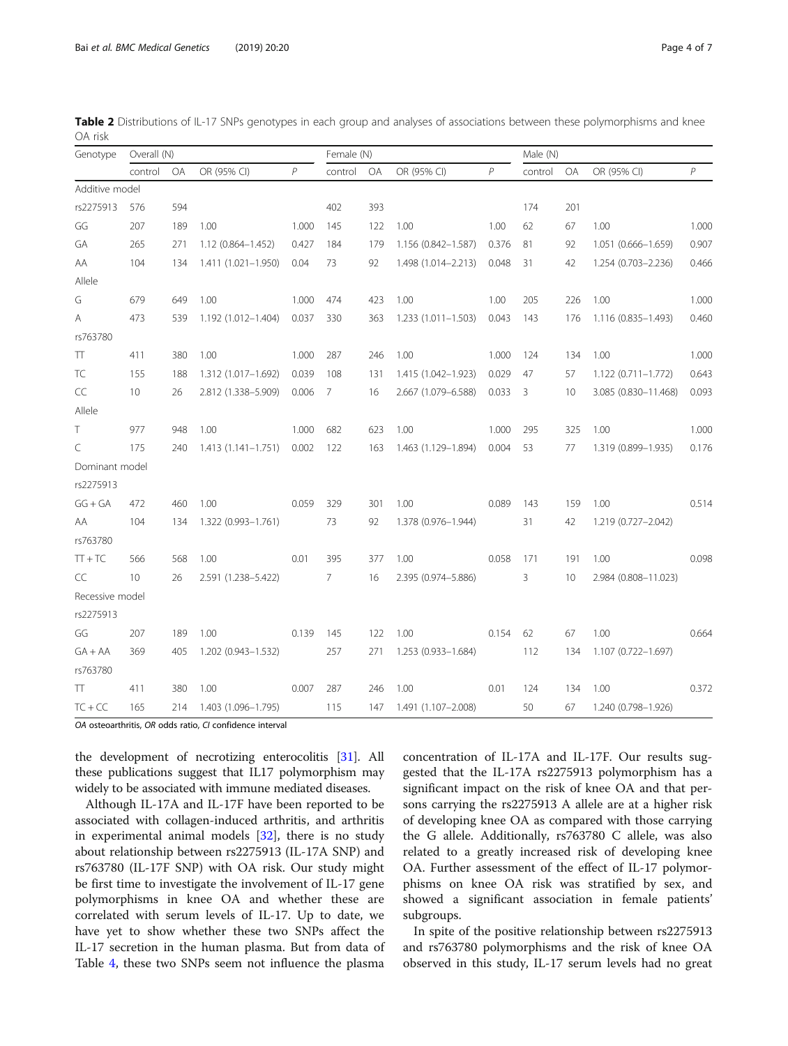**Table 2** Distributions of IL-17 SNPs genotypes in each group and analyses of associations between these polymorphisms and knee OA risk

| Genotype | Overall (N) | | | | Female (N) | | | | Male (N) | | | |
|---|---|---|---|---|---|---|---|---|---|---|---|---|
| | control | OA | OR (95% CI) | P | control | OA | OR (95% CI) | P | control | OA | OR (95% CI) | P |
| Additive model | | | | | | | | | | | | |
| rs2275913 | 576 | 594 | | | 402 | 393 | | | 174 | 201 | | |
| GG | 207 | 189 | 1.00 | 1.000 | 145 | 122 | 1.00 | 1.00 | 62 | 67 | 1.00 | 1.000 |
| GA | 265 | 271 | 1.12 (0.864–1.452) | 0.427 | 184 | 179 | 1.156 (0.842–1.587) | 0.376 | 81 | 92 | 1.051 (0.666–1.659) | 0.907 |
| AA | 104 | 134 | 1.411 (1.021–1.950) | 0.04 | 73 | 92 | 1.498 (1.014–2.213) | 0.048 | 31 | 42 | 1.254 (0.703–2.236) | 0.466 |
| Allele | | | | | | | | | | | | |
| G | 679 | 649 | 1.00 | 1.000 | 474 | 423 | 1.00 | 1.00 | 205 | 226 | 1.00 | 1.000 |
| A | 473 | 539 | 1.192 (1.012–1.404) | 0.037 | 330 | 363 | 1.233 (1.011–1.503) | 0.043 | 143 | 176 | 1.116 (0.835–1.493) | 0.460 |
| rs763780 | | | | | | | | | | | | |
| TT | 411 | 380 | 1.00 | 1.000 | 287 | 246 | 1.00 | 1.000 | 124 | 134 | 1.00 | 1.000 |
| TC | 155 | 188 | 1.312 (1.017–1.692) | 0.039 | 108 | 131 | 1.415 (1.042–1.923) | 0.029 | 47 | 57 | 1.122 (0.711–1.772) | 0.643 |
| CC | 10 | 26 | 2.812 (1.338–5.909) | 0.006 | 7 | 16 | 2.667 (1.079–6.588) | 0.033 | 3 | 10 | 3.085 (0.830–11.468) | 0.093 |
| Allele | | | | | | | | | | | | |
| T | 977 | 948 | 1.00 | 1.000 | 682 | 623 | 1.00 | 1.000 | 295 | 325 | 1.00 | 1.000 |
| C | 175 | 240 | 1.413 (1.141–1.751) | 0.002 | 122 | 163 | 1.463 (1.129–1.894) | 0.004 | 53 | 77 | 1.319 (0.899–1.935) | 0.176 |
| Dominant model | | | | | | | | | | | | |
| rs2275913 | | | | | | | | | | | | |
| GG + GA | 472 | 460 | 1.00 | 0.059 | 329 | 301 | 1.00 | 0.089 | 143 | 159 | 1.00 | 0.514 |
| AA | 104 | 134 | 1.322 (0.993–1.761) | | 73 | 92 | 1.378 (0.976–1.944) | | 31 | 42 | 1.219 (0.727–2.042) | |
| rs763780 | | | | | | | | | | | | |
| TT + TC | 566 | 568 | 1.00 | 0.01 | 395 | 377 | 1.00 | 0.058 | 171 | 191 | 1.00 | 0.098 |
| CC | 10 | 26 | 2.591 (1.238–5.422) | | 7 | 16 | 2.395 (0.974–5.886) | | 3 | 10 | 2.984 (0.808–11.023) | |
| Recessive model | | | | | | | | | | | | |
| rs2275913 | | | | | | | | | | | | |
| GG | 207 | 189 | 1.00 | 0.139 | 145 | 122 | 1.00 | 0.154 | 62 | 67 | 1.00 | 0.664 |
| GA + AA | 369 | 405 | 1.202 (0.943–1.532) | | 257 | 271 | 1.253 (0.933–1.684) | | 112 | 134 | 1.107 (0.722–1.697) | |
| rs763780 | | | | | | | | | | | | |
| TT | 411 | 380 | 1.00 | 0.007 | 287 | 246 | 1.00 | 0.01 | 124 | 134 | 1.00 | 0.372 |
| TC + CC | 165 | 214 | 1.403 (1.096–1.795) | | 115 | 147 | 1.491 (1.107–2.008) | | 50 | 67 | 1.240 (0.798–1.926) | |

*OA* osteoarthritis, *OR* odds ratio, *CI* confidence interval

the development of necrotizing enterocolitis [31]. All these publications suggest that IL17 polymorphism may widely to be associated with immune mediated diseases.

Although IL-17A and IL-17F have been reported to be associated with collagen-induced arthritis, and arthritis in experimental animal models [32], there is no study about relationship between rs2275913 (IL-17A SNP) and rs763780 (IL-17F SNP) with OA risk. Our study might be first time to investigate the involvement of IL-17 gene polymorphisms in knee OA and whether these are correlated with serum levels of IL-17. Up to date, we have yet to show whether these two SNPs affect the IL-17 secretion in the human plasma. But from data of Table 4, these two SNPs seem not influence the plasma concentration of IL-17A and IL-17F. Our results suggested that the IL-17A rs2275913 polymorphism has a significant impact on the risk of knee OA and that persons carrying the rs2275913 A allele are at a higher risk of developing knee OA as compared with those carrying the G allele. Additionally, rs763780 C allele, was also related to a greatly increased risk of developing knee OA. Further assessment of the effect of IL-17 polymorphisms on knee OA risk was stratified by sex, and showed a significant association in female patients' subgroups.

In spite of the positive relationship between rs2275913 and rs763780 polymorphisms and the risk of knee OA observed in this study, IL-17 serum levels had no great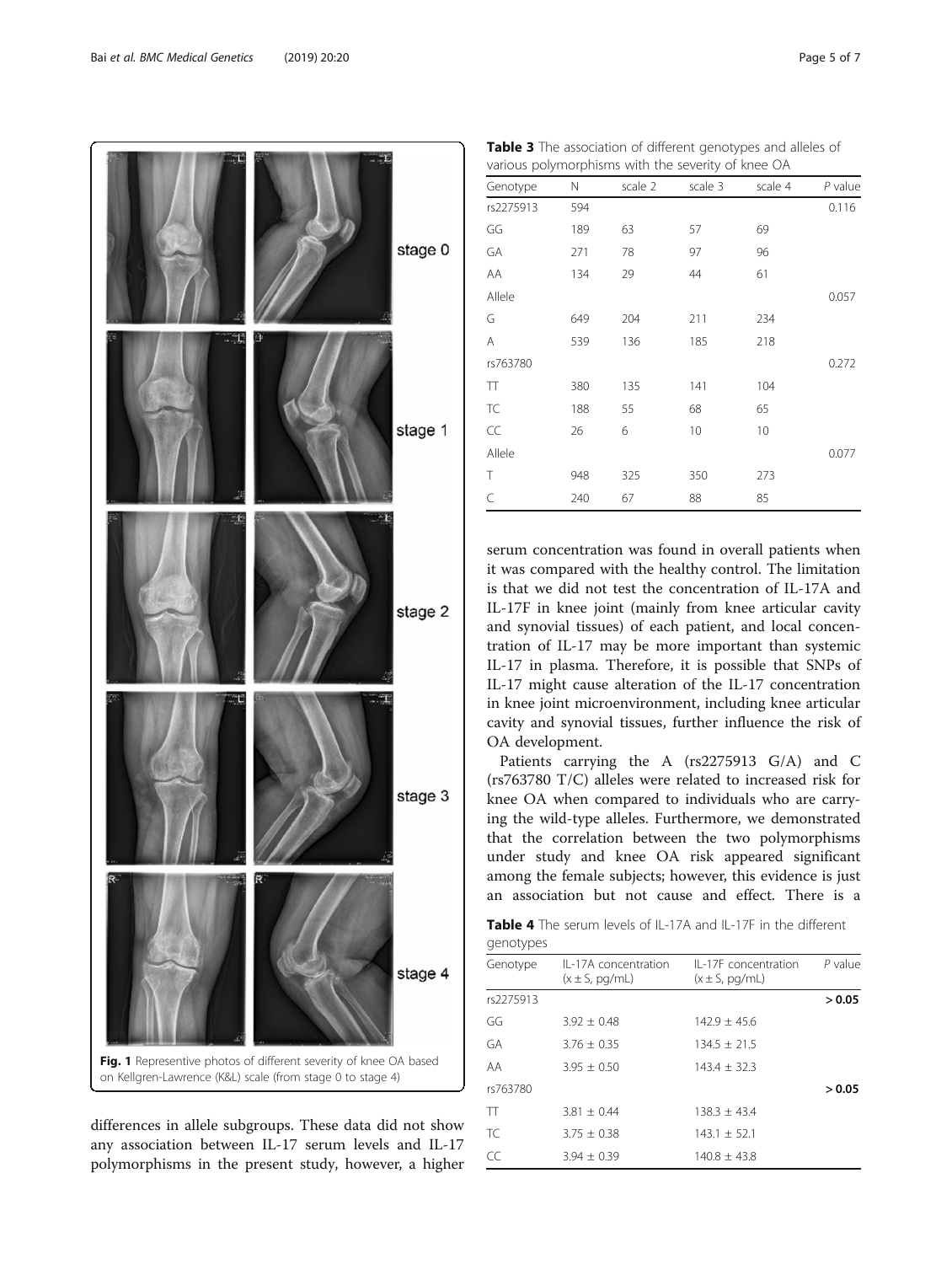Fig. 1 Representative photos of different severity of knee OA based on Kellgren-Lawrence (K&L) scale (from stage 0 to stage 4)

differences in allele subgroups. These data did not show any association between IL-17 serum levels and IL-17 polymorphisms in the present study, however, a higher serum concentration was found in overall patients when it was compared with the healthy control. The limitation is that we did not test the concentration of IL-17A and IL-17F in knee joint (mainly from knee articular cavity and synovial tissues) of each patient, and local concentration of IL-17 may be more important than systemic IL-17 in plasma. Therefore, it is possible that SNPs of IL-17 might cause alteration of the IL-17 concentration in knee joint microenvironment, including knee articular cavity and synovial tissues, further influence the risk of OA development.

Patients carrying the A (rs2275913 G/A) and C (rs763780 T/C) alleles were related to increased risk for knee OA when compared to individuals who are carrying the wild-type alleles. Furthermore, we demonstrated that the correlation between the two polymorphisms under study and knee OA risk appeared significant among the female subjects; however, this evidence is just an association but not cause and effect. There is a

**Table 3** The association of different genotypes and alleles of various polymorphisms with the severity of knee OA

| Genotype | N | scale 2 | scale 3 | scale 4 | *P* value |
|---|---|---|---|---|---|
| rs2275913 | 594 | | | | 0.116 |
| GG | 189 | 63 | 57 | 69 | |
| GA | 271 | 78 | 97 | 96 | |
| AA | 134 | 29 | 44 | 61 | |
| Allele | | | | | 0.057 |
| G | 649 | 204 | 211 | 234 | |
| A | 539 | 136 | 185 | 218 | |
| rs763780 | | | | | 0.272 |
| TT | 380 | 135 | 141 | 104 | |
| TC | 188 | 55 | 68 | 65 | |
| CC | 26 | 6 | 10 | 10 | |
| Allele | | | | | 0.077 |
| T | 948 | 325 | 350 | 273 | |
| C | 240 | 67 | 88 | 85 | |

**Table 4** The serum levels of IL-17A and IL-17F in the different genotypes

| Genotype | IL-17A concentration ($x \pm S$, pg/mL) | IL-17F concentration ($x \pm S$, pg/mL) | *P* value |
|---|---|---|---|
| rs2275913 | | | **> 0.05** |
| GG | 3.92 ± 0.48 | 142.9 ± 45.6 | |
| GA | 3.76 ± 0.35 | 134.5 ± 21.5 | |
| AA | 3.95 ± 0.50 | 143.4 ± 32.3 | |
| rs763780 | | | **> 0.05** |
| TT | 3.81 ± 0.44 | 138.3 ± 43.4 | |
| TC | 3.75 ± 0.38 | 143.1 ± 52.1 | |
| CC | 3.94 ± 0.39 | 140.8 ± 43.8 | |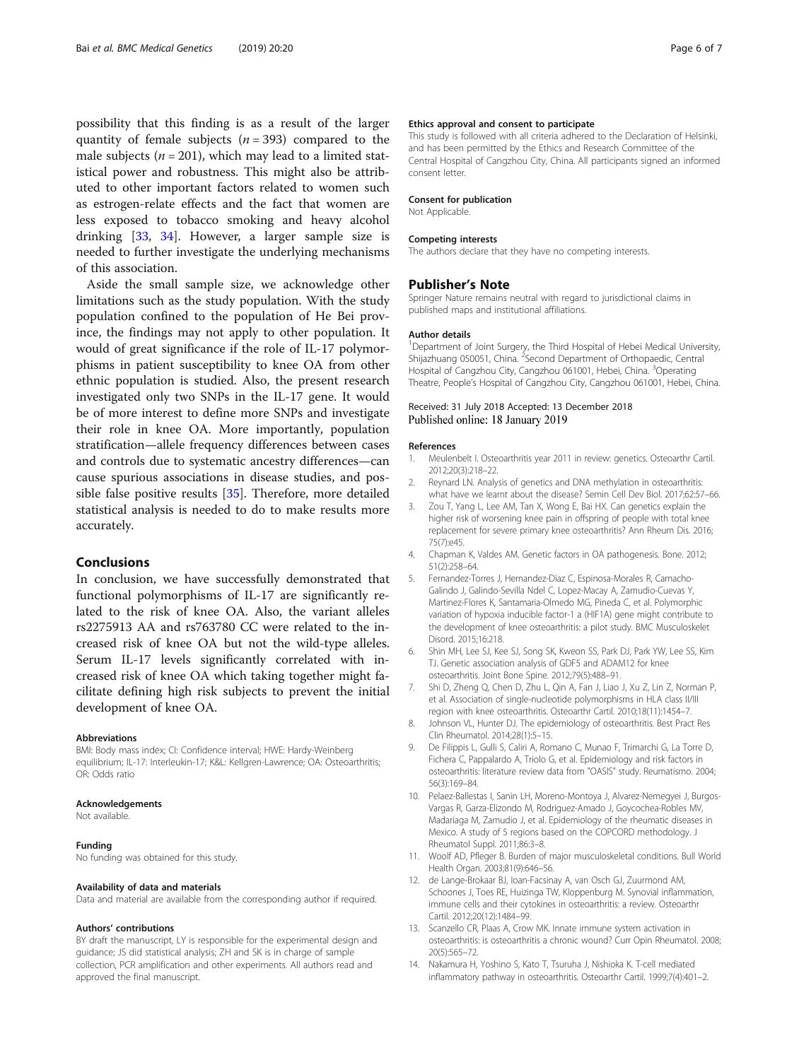possibility that this finding is as a result of the larger quantity of female subjects ($n = 393$) compared to the male subjects ($n = 201$), which may lead to a limited statistical power and robustness. This might also be attributed to other important factors related to women such as estrogen-relate effects and the fact that women are less exposed to tobacco smoking and heavy alcohol drinking [33, 34]. However, a larger sample size is needed to further investigate the underlying mechanisms of this association.

Aside the small sample size, we acknowledge other limitations such as the study population. With the study population confined to the population of He Bei province, the findings may not apply to other population. It would of great significance if the role of IL-17 polymorphisms in patient susceptibility to knee OA from other ethnic population is studied. Also, the present research investigated only two SNPs in the IL-17 gene. It would be of more interest to define more SNPs and investigate their role in knee OA. More importantly, population stratification—allele frequency differences between cases and controls due to systematic ancestry differences—can cause spurious associations in disease studies, and possible false positive results [35]. Therefore, more detailed statistical analysis is needed to do to make results more accurately.

## Conclusions

In conclusion, we have successfully demonstrated that functional polymorphisms of IL-17 are significantly related to the risk of knee OA. Also, the variant alleles rs2275913 AA and rs763780 CC were related to the increased risk of knee OA but not the wild-type alleles. Serum IL-17 levels significantly correlated with increased risk of knee OA which taking together might facilitate defining high risk subjects to prevent the initial development of knee OA.

### Abbreviations

BMI: Body mass index; CI: Confidence interval; HWE: Hardy-Weinberg equilibrium; IL-17: Interleukin-17; K&L: Kellgren-Lawrence; OA: Osteoarthritis; OR: Odds ratio

### Acknowledgements

Not available.

### Funding

No funding was obtained for this study.

### Availability of data and materials

Data and material are available from the corresponding author if required.

### Authors' contributions

BY draft the manuscript, LY is responsible for the experimental design and guidance; JS did statistical analysis; ZH and SK is in charge of sample collection, PCR amplification and other experiments. All authors read and approved the final manuscript.

### Ethics approval and consent to participate

This study is followed with all criteria adhered to the Declaration of Helsinki, and has been permitted by the Ethics and Research Committee of the Central Hospital of Cangzhou City, China. All participants signed an informed consent letter.

### Consent for publication

Not Applicable.

### Competing interests

The authors declare that they have no competing interests.

## Publisher's Note

Springer Nature remains neutral with regard to jurisdictional claims in published maps and institutional affiliations.

### Author details

[1]Department of Joint Surgery, the Third Hospital of Hebei Medical University, Shijiazhuang 050051, China. [2]Second Department of Orthopaedic, Central Hospital of Cangzhou City, Cangzhou 061001, Hebei, China. [3]Operating Theatre, People's Hospital of Cangzhou City, Cangzhou 061001, Hebei, China.

Received: 31 July 2018 Accepted: 13 December 2018
Published online: 18 January 2019

### References

1. Meulenbelt I. Osteoarthritis year 2011 in review: genetics. Osteoarthr Cartil. 2012;20(3):218–22.
2. Reynard LN. Analysis of genetics and DNA methylation in osteoarthritis: what have we learnt about the disease? Semin Cell Dev Biol. 2017;62:57–66.
3. Zou T, Yang L, Lee AM, Tan X, Wong E, Bai HX. Can genetics explain the higher risk of worsening knee pain in offspring of people with total knee replacement for severe primary knee osteoarthritis? Ann Rheum Dis. 2016; 75(7):e45.
4. Chapman K, Valdes AM. Genetic factors in OA pathogenesis. Bone. 2012; 51(2):258–64.
5. Fernandez-Torres J, Hernandez-Diaz C, Espinosa-Morales R, Camacho-Galindo J, Galindo-Sevilla Ndel C, Lopez-Macay A, Zamudio-Cuevas Y, Martinez-Flores K, Santamaria-Olmedo MG, Pineda C, et al. Polymorphic variation of hypoxia inducible factor-1 a (HIF1A) gene might contribute to the development of knee osteoarthritis: a pilot study. BMC Musculoskelet Disord. 2015;16:218.
6. Shin MH, Lee SJ, Kee SJ, Song SK, Kweon SS, Park DJ, Park YW, Lee SS, Kim TJ. Genetic association analysis of GDF5 and ADAM12 for knee osteoarthritis. Joint Bone Spine. 2012;79(5):488–91.
7. Shi D, Zheng Q, Chen D, Zhu L, Qin A, Fan J, Liao J, Xu Z, Lin Z, Norman P, et al. Association of single-nucleotide polymorphisms in HLA class II/III region with knee osteoarthritis. Osteoarthr Cartil. 2010;18(11):1454–7.
8. Johnson VL, Hunter DJ. The epidemiology of osteoarthritis. Best Pract Res Clin Rheumatol. 2014;28(1):5–15.
9. De Filippis L, Gulli S, Caliri A, Romano C, Munao F, Trimarchi G, La Torre D, Fichera C, Pappalardo A, Triolo G, et al. Epidemiology and risk factors in osteoarthritis: literature review data from "OASIS" study. Reumatismo. 2004; 56(3):169–84.
10. Pelaez-Ballestas I, Sanin LH, Moreno-Montoya J, Alvarez-Nemegyei J, Burgos-Vargas R, Garza-Elizondo M, Rodriguez-Amado J, Goycochea-Robles MV, Madariaga M, Zamudio J, et al. Epidemiology of the rheumatic diseases in Mexico. A study of 5 regions based on the COPCORD methodology. J Rheumatol Suppl. 2011;86:3–8.
11. Woolf AD, Pfleger B. Burden of major musculoskeletal conditions. Bull World Health Organ. 2003;81(9):646–56.
12. de Lange-Brokaar BJ, Ioan-Facsinay A, van Osch GJ, Zuurmond AM, Schoones J, Toes RE, Huizinga TW, Kloppenburg M. Synovial inflammation, immune cells and their cytokines in osteoarthritis: a review. Osteoarthr Cartil. 2012;20(12):1484–99.
13. Scanzello CR, Plaas A, Crow MK. Innate immune system activation in osteoarthritis: is osteoarthritis a chronic wound? Curr Opin Rheumatol. 2008; 20(5):565–72.
14. Nakamura H, Yoshino S, Kato T, Tsuruha J, Nishioka K. T-cell mediated inflammatory pathway in osteoarthritis. Osteoarthr Cartil. 1999;7(4):401–2.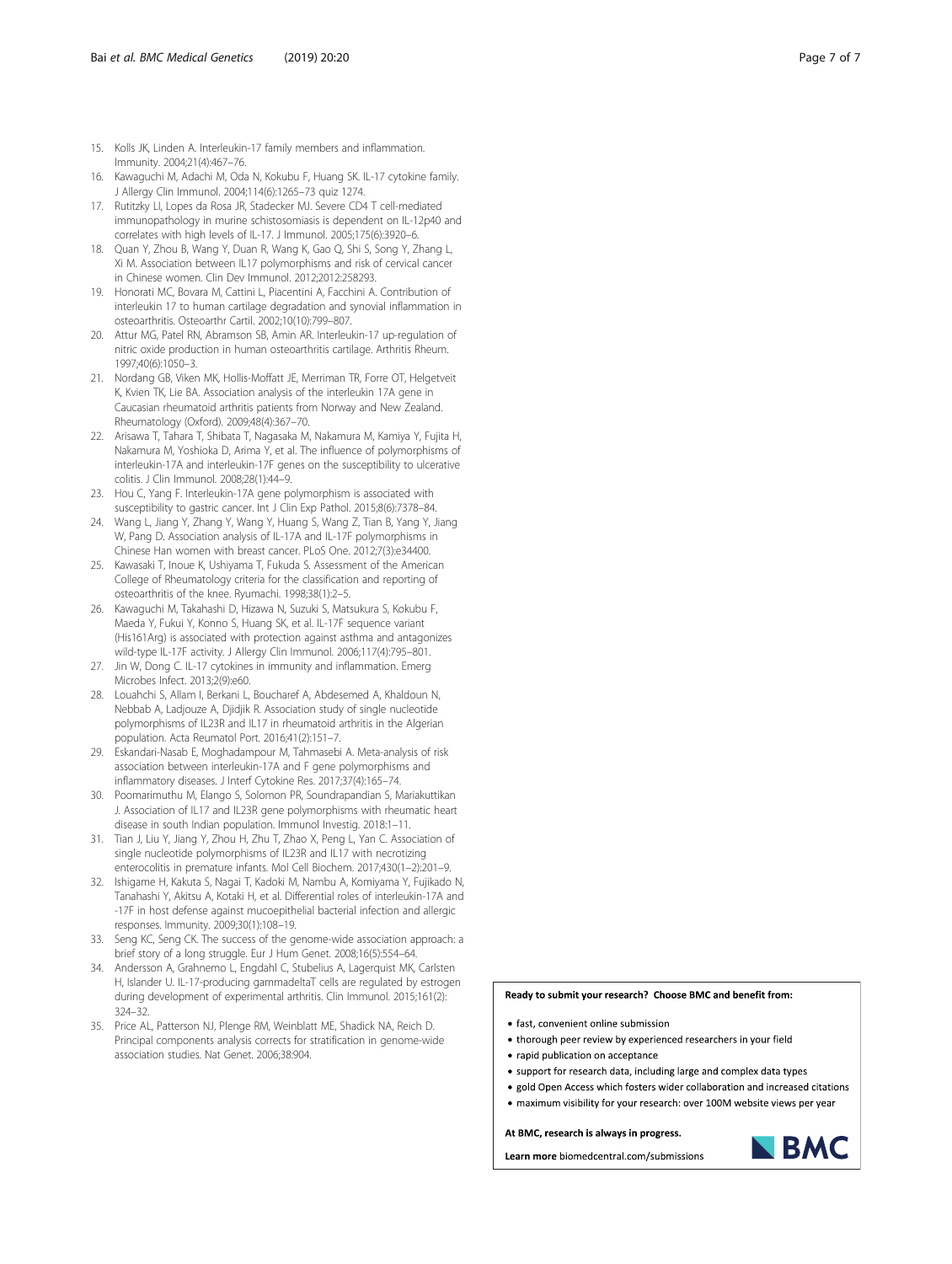15. Kolls JK, Linden A. Interleukin-17 family members and inflammation. Immunity. 2004;21(4):467–76.
16. Kawaguchi M, Adachi M, Oda N, Kokubu F, Huang SK. IL-17 cytokine family. J Allergy Clin Immunol. 2004;114(6):1265–73 quiz 1274.
17. Rutitzky LI, Lopes da Rosa JR, Stadecker MJ. Severe CD4 T cell-mediated immunopathology in murine schistosomiasis is dependent on IL-12p40 and correlates with high levels of IL-17. J Immunol. 2005;175(6):3920–6.
18. Quan Y, Zhou B, Wang Y, Duan R, Wang K, Gao Q, Shi S, Song Y, Zhang L, Xi M. Association between IL17 polymorphisms and risk of cervical cancer in Chinese women. Clin Dev Immunol. 2012;2012:258293.
19. Honorati MC, Bovara M, Cattini L, Piacentini A, Facchini A. Contribution of interleukin 17 to human cartilage degradation and synovial inflammation in osteoarthritis. Osteoarthr Cartil. 2002;10(10):799–807.
20. Attur MG, Patel RN, Abramson SB, Amin AR. Interleukin-17 up-regulation of nitric oxide production in human osteoarthritis cartilage. Arthritis Rheum. 1997;40(6):1050–3.
21. Nordang GB, Viken MK, Hollis-Moffatt JE, Merriman TR, Forre OT, Helgetveit K, Kvien TK, Lie BA. Association analysis of the interleukin 17A gene in Caucasian rheumatoid arthritis patients from Norway and New Zealand. Rheumatology (Oxford). 2009;48(4):367–70.
22. Arisawa T, Tahara T, Shibata T, Nagasaka M, Nakamura M, Kamiya Y, Fujita H, Nakamura M, Yoshioka D, Arima Y, et al. The influence of polymorphisms of interleukin-17A and interleukin-17F genes on the susceptibility to ulcerative colitis. J Clin Immunol. 2008;28(1):44–9.
23. Hou C, Yang F. Interleukin-17A gene polymorphism is associated with susceptibility to gastric cancer. Int J Clin Exp Pathol. 2015;8(6):7378–84.
24. Wang L, Jiang Y, Zhang Y, Wang Y, Huang S, Wang Z, Tian B, Yang Y, Jiang W, Pang D. Association analysis of IL-17A and IL-17F polymorphisms in Chinese Han women with breast cancer. PLoS One. 2012;7(3):e34400.
25. Kawasaki T, Inoue K, Ushiyama T, Fukuda S. Assessment of the American College of Rheumatology criteria for the classification and reporting of osteoarthritis of the knee. Ryumachi. 1998;38(1):2–5.
26. Kawaguchi M, Takahashi D, Hizawa N, Suzuki S, Matsukura S, Kokubu F, Maeda Y, Fukui Y, Konno S, Huang SK, et al. IL-17F sequence variant (His161Arg) is associated with protection against asthma and antagonizes wild-type IL-17F activity. J Allergy Clin Immunol. 2006;117(4):795–801.
27. Jin W, Dong C. IL-17 cytokines in immunity and inflammation. Emerg Microbes Infect. 2013;2(9):e60.
28. Louahchi S, Allam I, Berkani L, Boucharef A, Abdesemed A, Khaldoun N, Nebbab A, Ladjouze A, Djidjik R. Association study of single nucleotide polymorphisms of IL23R and IL17 in rheumatoid arthritis in the Algerian population. Acta Reumatol Port. 2016;41(2):151–7.
29. Eskandari-Nasab E, Moghadampour M, Tahmasebi A. Meta-analysis of risk association between interleukin-17A and F gene polymorphisms and inflammatory diseases. J Interf Cytokine Res. 2017;37(4):165–74.
30. Poomarimuthu M, Elango S, Solomon PR, Soundrapandian S, Mariakuttikan J. Association of IL17 and IL23R gene polymorphisms with rheumatic heart disease in south Indian population. Immunol Investig. 2018:1–11.
31. Tian J, Liu Y, Jiang Y, Zhou H, Zhu T, Zhao X, Peng L, Yan C. Association of single nucleotide polymorphisms of IL23R and IL17 with necrotizing enterocolitis in premature infants. Mol Cell Biochem. 2017;430(1–2):201–9.
32. Ishigame H, Kakuta S, Nagai T, Kadoki M, Nambu A, Komiyama Y, Fujikado N, Tanahashi Y, Akitsu A, Kotaki H, et al. Differential roles of interleukin-17A and -17F in host defense against mucoepithelial bacterial infection and allergic responses. Immunity. 2009;30(1):108–19.
33. Seng KC, Seng CK. The success of the genome-wide association approach: a brief story of a long struggle. Eur J Hum Genet. 2008;16(5):554–64.
34. Andersson A, Grahnemo L, Engdahl C, Stubelius A, Lagerquist MK, Carlsten H, Islander U. IL-17-producing gammadeltaT cells are regulated by estrogen during development of experimental arthritis. Clin Immunol. 2015;161(2):324–32.
35. Price AL, Patterson NJ, Plenge RM, Weinblatt ME, Shadick NA, Reich D. Principal components analysis corrects for stratification in genome-wide association studies. Nat Genet. 2006;38:904.

**Ready to submit your research? Choose BMC and benefit from:**

- fast, convenient online submission
- thorough peer review by experienced researchers in your field
- rapid publication on acceptance
- support for research data, including large and complex data types
- gold Open Access which fosters wider collaboration and increased citations
- maximum visibility for your research: over 100M website views per year

**At BMC, research is always in progress.**

**Learn more** biomedcentral.com/submissions

BMC